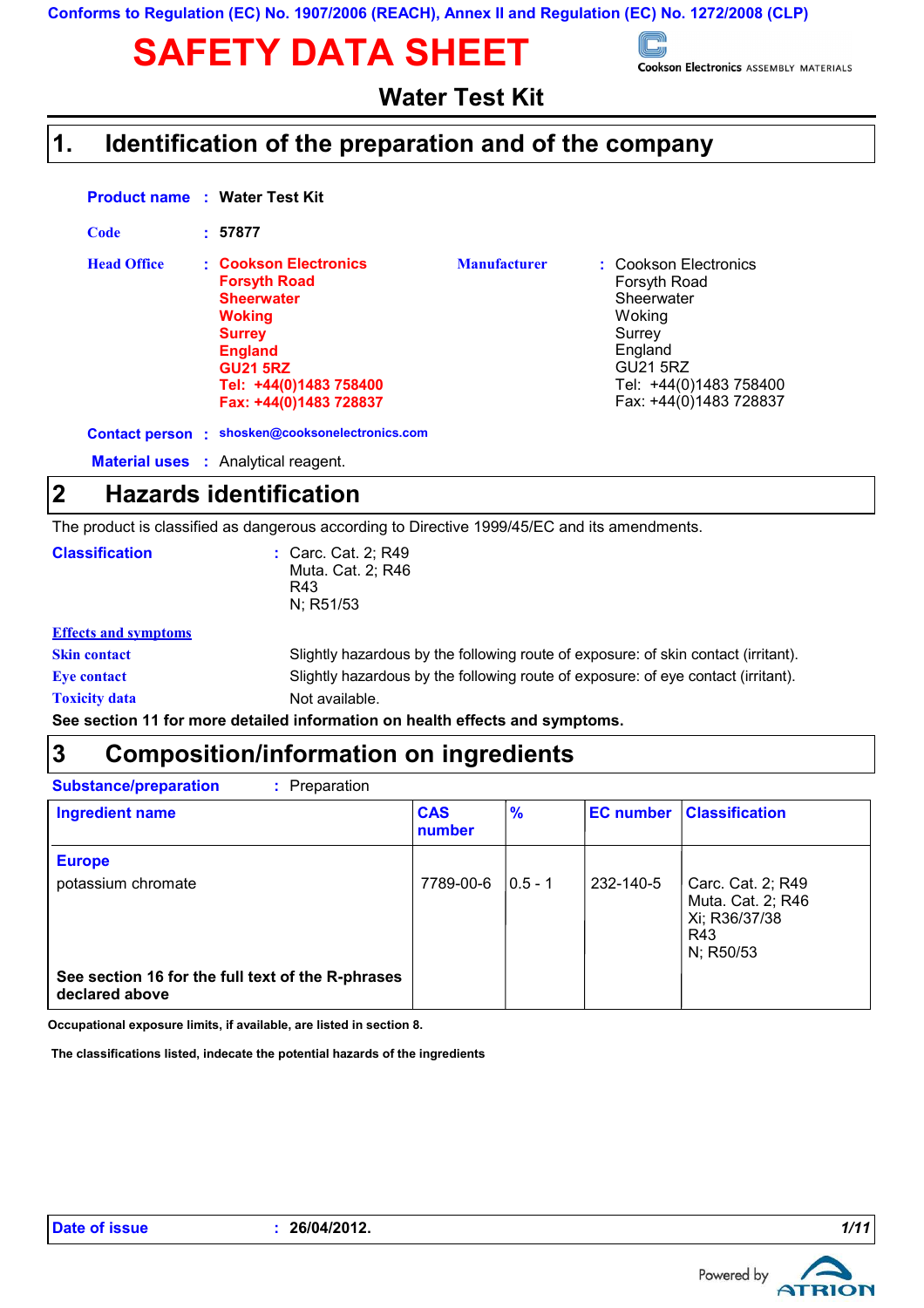Conforms to Regulation (EC) No. 1907/2006 (REACH), Annex II and Regulation (EC) No. 1272/2008 (CLP)

# SAFETY DATA SHEET

Cookson Electronics ASSEMBLY MATERIALS

## Water Test Kit

## 1. Identification of the preparation and of the company

**Product name** : **Water Test Kit**

**Code** : **57877**

**Head Office** : **Cookson Electronics**
**Forsyth Road**
**Sheerwater**
**Woking**
**Surrey**
**England**
**GU21 5RZ**
**Tel: +44(0)1483 758400**
**Fax: +44(0)1483 728837**

**Manufacturer** : Cookson Electronics
Forsyth Road
Sheerwater
Woking
Surrey
England
GU21 5RZ
Tel: +44(0)1483 758400
Fax: +44(0)1483 728837

**Contact person** : **shosken@cooksonelectronics.com**

**Material uses** : Analytical reagent.

## 2 Hazards identification

The product is classified as dangerous according to Directive 1999/45/EC and its amendments.

**Classification** : Carc. Cat. 2; R49
Muta. Cat. 2; R46
R43
N; R51/53

**Effects and symptoms**

**Skin contact** Slightly hazardous by the following route of exposure: of skin contact (irritant).

**Eye contact** Slightly hazardous by the following route of exposure: of eye contact (irritant).

**Toxicity data** Not available.

**See section 11 for more detailed information on health effects and symptoms.**

## 3 Composition/information on ingredients

**Substance/preparation** : Preparation

| Ingredient name | CAS number | % | EC number | Classification |
|---|---|---|---|---|
| **Europe** | | | | |
| potassium chromate | 7789-00-6 | 0.5 - 1 | 232-140-5 | Carc. Cat. 2; R49<br>Muta. Cat. 2; R46<br>Xi; R36/37/38<br>R43<br>N; R50/53 |
| **See section 16 for the full text of the R-phrases declared above** | | | | |

**Occupational exposure limits, if available, are listed in section 8.**

**The classifications listed, indicate the potential hazards of the ingredients**

**Date of issue** : **26/04/2012.**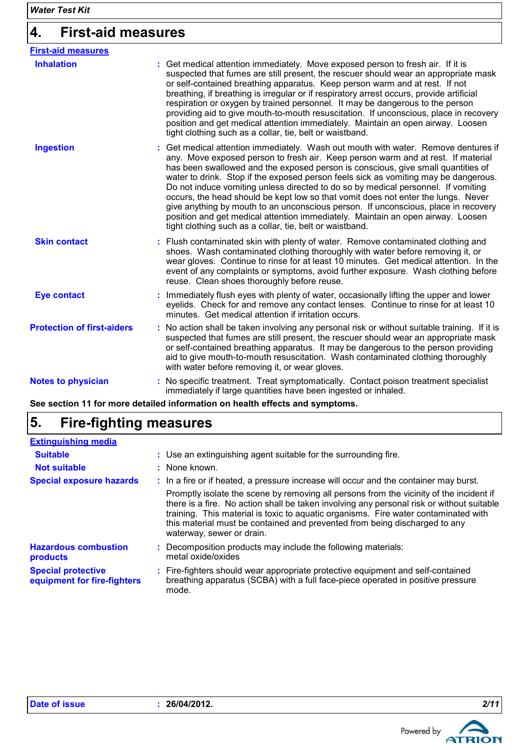## 4. First-aid measures

### First-aid measures

**Inhalation** : Get medical attention immediately. Move exposed person to fresh air. If it is suspected that fumes are still present, the rescuer should wear an appropriate mask or self-contained breathing apparatus. Keep person warm and at rest. If not breathing, if breathing is irregular or if respiratory arrest occurs, provide artificial respiration or oxygen by trained personnel. It may be dangerous to the person providing aid to give mouth-to-mouth resuscitation. If unconscious, place in recovery position and get medical attention immediately. Maintain an open airway. Loosen tight clothing such as a collar, tie, belt or waistband.

**Ingestion** : Get medical attention immediately. Wash out mouth with water. Remove dentures if any. Move exposed person to fresh air. Keep person warm and at rest. If material has been swallowed and the exposed person is conscious, give small quantities of water to drink. Stop if the exposed person feels sick as vomiting may be dangerous. Do not induce vomiting unless directed to do so by medical personnel. If vomiting occurs, the head should be kept low so that vomit does not enter the lungs. Never give anything by mouth to an unconscious person. If unconscious, place in recovery position and get medical attention immediately. Maintain an open airway. Loosen tight clothing such as a collar, tie, belt or waistband.

**Skin contact** : Flush contaminated skin with plenty of water. Remove contaminated clothing and shoes. Wash contaminated clothing thoroughly with water before removing it, or wear gloves. Continue to rinse for at least 10 minutes. Get medical attention. In the event of any complaints or symptoms, avoid further exposure. Wash clothing before reuse. Clean shoes thoroughly before reuse.

**Eye contact** : Immediately flush eyes with plenty of water, occasionally lifting the upper and lower eyelids. Check for and remove any contact lenses. Continue to rinse for at least 10 minutes. Get medical attention if irritation occurs.

**Protection of first-aiders** : No action shall be taken involving any personal risk or without suitable training. If it is suspected that fumes are still present, the rescuer should wear an appropriate mask or self-contained breathing apparatus. It may be dangerous to the person providing aid to give mouth-to-mouth resuscitation. Wash contaminated clothing thoroughly with water before removing it, or wear gloves.

**Notes to physician** : No specific treatment. Treat symptomatically. Contact poison treatment specialist immediately if large quantities have been ingested or inhaled.

**See section 11 for more detailed information on health effects and symptoms.**

## 5. Fire-fighting measures

### Extinguishing media

**Suitable** : Use an extinguishing agent suitable for the surrounding fire.

**Not suitable** : None known.

**Special exposure hazards** : In a fire or if heated, a pressure increase will occur and the container may burst.

Promptly isolate the scene by removing all persons from the vicinity of the incident if there is a fire. No action shall be taken involving any personal risk or without suitable training. This material is toxic to aquatic organisms. Fire water contaminated with this material must be contained and prevented from being discharged to any waterway, sewer or drain.

**Hazardous combustion products** : Decomposition products may include the following materials: metal oxide/oxides

**Special protective equipment for fire-fighters** : Fire-fighters should wear appropriate protective equipment and self-contained breathing apparatus (SCBA) with a full face-piece operated in positive pressure mode.

**Date of issue** : 26/04/2012.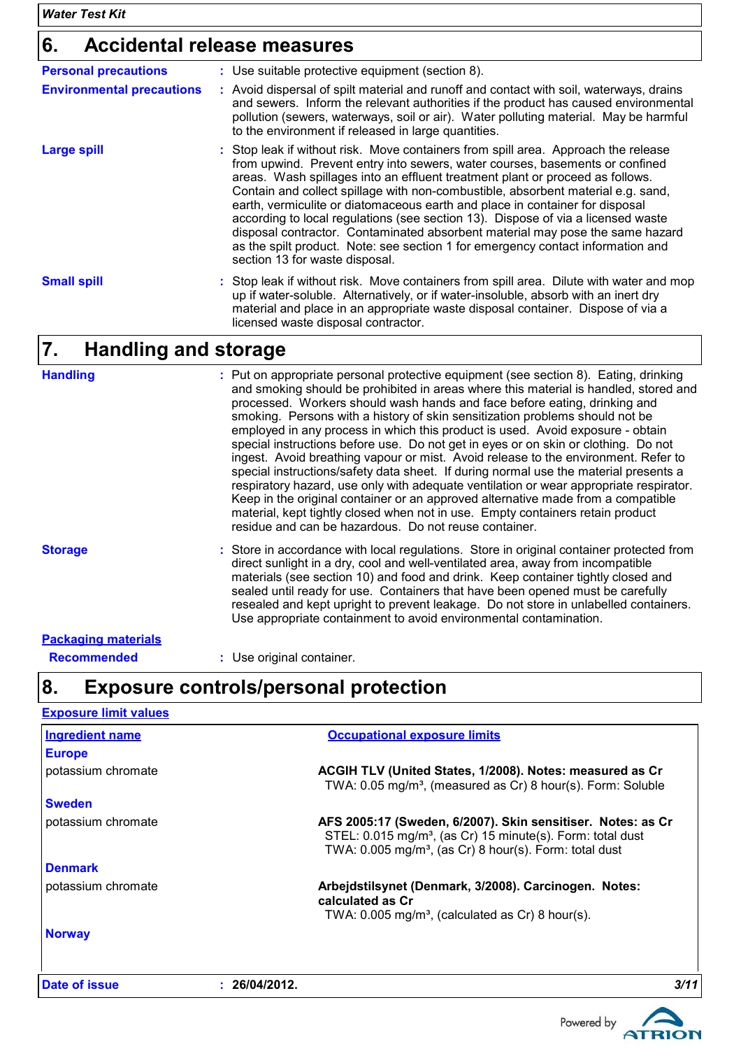## 6. Accidental release measures

**Personal precautions** : Use suitable protective equipment (section 8).

**Environmental precautions** : Avoid dispersal of spilt material and runoff and contact with soil, waterways, drains and sewers. Inform the relevant authorities if the product has caused environmental pollution (sewers, waterways, soil or air). Water polluting material. May be harmful to the environment if released in large quantities.

**Large spill** : Stop leak if without risk. Move containers from spill area. Approach the release from upwind. Prevent entry into sewers, water courses, basements or confined areas. Wash spillages into an effluent treatment plant or proceed as follows. Contain and collect spillage with non-combustible, absorbent material e.g. sand, earth, vermiculite or diatomaceous earth and place in container for disposal according to local regulations (see section 13). Dispose of via a licensed waste disposal contractor. Contaminated absorbent material may pose the same hazard as the spilt product. Note: see section 1 for emergency contact information and section 13 for waste disposal.

**Small spill** : Stop leak if without risk. Move containers from spill area. Dilute with water and mop up if water-soluble. Alternatively, or if water-insoluble, absorb with an inert dry material and place in an appropriate waste disposal container. Dispose of via a licensed waste disposal contractor.

## 7. Handling and storage

**Handling** : Put on appropriate personal protective equipment (see section 8). Eating, drinking and smoking should be prohibited in areas where this material is handled, stored and processed. Workers should wash hands and face before eating, drinking and smoking. Persons with a history of skin sensitization problems should not be employed in any process in which this product is used. Avoid exposure - obtain special instructions before use. Do not get in eyes or on skin or clothing. Do not ingest. Avoid breathing vapour or mist. Avoid release to the environment. Refer to special instructions/safety data sheet. If during normal use the material presents a respiratory hazard, use only with adequate ventilation or wear appropriate respirator. Keep in the original container or an approved alternative made from a compatible material, kept tightly closed when not in use. Empty containers retain product residue and can be hazardous. Do not reuse container.

**Storage** : Store in accordance with local regulations. Store in original container protected from direct sunlight in a dry, cool and well-ventilated area, away from incompatible materials (see section 10) and food and drink. Keep container tightly closed and sealed until ready for use. Containers that have been opened must be carefully resealed and kept upright to prevent leakage. Do not store in unlabelled containers. Use appropriate containment to avoid environmental contamination.

**Packaging materials**

**Recommended** : Use original container.

## 8. Exposure controls/personal protection

**Exposure limit values**

| Ingredient name | Occupational exposure limits |
|---|---|
| **Europe** | |
| potassium chromate | **ACGIH TLV (United States, 1/2008). Notes: measured as Cr**<br>TWA: 0.05 mg/m³, (measured as Cr) 8 hour(s). Form: Soluble |
| **Sweden** | |
| potassium chromate | **AFS 2005:17 (Sweden, 6/2007). Skin sensitiser. Notes: as Cr**<br>STEL: 0.015 mg/m³, (as Cr) 15 minute(s). Form: total dust<br>TWA: 0.005 mg/m³, (as Cr) 8 hour(s). Form: total dust |
| **Denmark** | |
| potassium chromate | **Arbejdstilsynet (Denmark, 3/2008). Carcinogen. Notes: calculated as Cr**<br>TWA: 0.005 mg/m³, (calculated as Cr) 8 hour(s). |
| **Norway** | |

**Date of issue** : **26/04/2012.**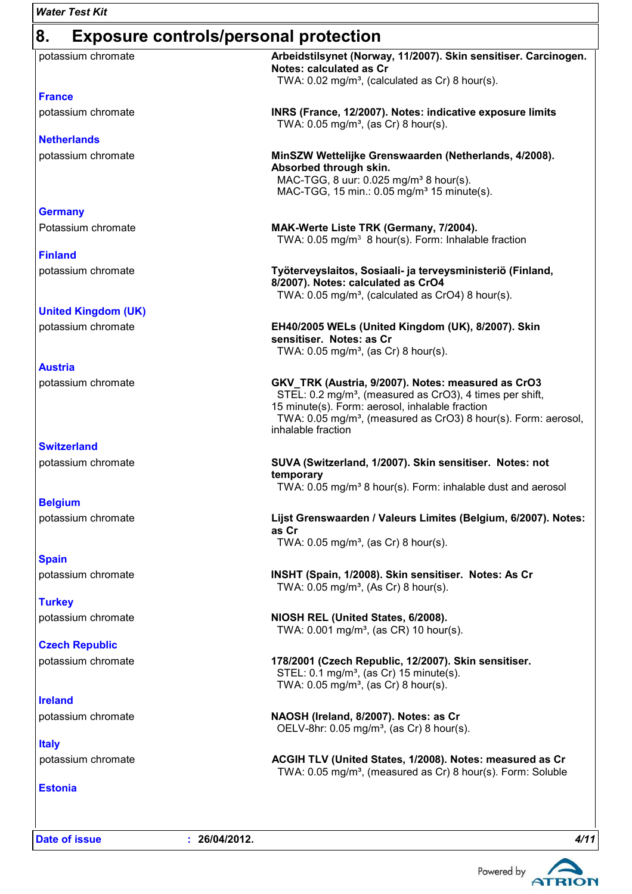## 8. Exposure controls/personal protection

potassium chromate — **Arbeidstilsynet (Norway, 11/2007). Skin sensitiser. Carcinogen. Notes: calculated as Cr**
TWA: 0.02 mg/m³, (calculated as Cr) 8 hour(s).

**France**

potassium chromate — **INRS (France, 12/2007). Notes: indicative exposure limits**
TWA: 0.05 mg/m³, (as Cr) 8 hour(s).

**Netherlands**

potassium chromate — **MinSZW Wettelijke Grenswaarden (Netherlands, 4/2008). Absorbed through skin.**
MAC-TGG, 8 uur: 0.025 mg/m³ 8 hour(s).
MAC-TGG, 15 min.: 0.05 mg/m³ 15 minute(s).

**Germany**

Potassium chromate — **MAK-Werte Liste TRK (Germany, 7/2004).**
TWA: 0.05 mg/m³ 8 hour(s). Form: Inhalable fraction

**Finland**

potassium chromate — **Työterveyslaitos, Sosiaali- ja terveysministeriö (Finland, 8/2007). Notes: calculated as CrO4**
TWA: 0.05 mg/m³, (calculated as CrO4) 8 hour(s).

**United Kingdom (UK)**

potassium chromate — **EH40/2005 WELs (United Kingdom (UK), 8/2007). Skin sensitiser. Notes: as Cr**
TWA: 0.05 mg/m³, (as Cr) 8 hour(s).

**Austria**

potassium chromate — **GKV_TRK (Austria, 9/2007). Notes: measured as CrO3**
STEL: 0.2 mg/m³, (measured as CrO3), 4 times per shift, 15 minute(s). Form: aerosol, inhalable fraction
TWA: 0.05 mg/m³, (measured as CrO3) 8 hour(s). Form: aerosol, inhalable fraction

**Switzerland**

potassium chromate — **SUVA (Switzerland, 1/2007). Skin sensitiser. Notes: not temporary**
TWA: 0.05 mg/m³ 8 hour(s). Form: inhalable dust and aerosol

**Belgium**

potassium chromate — **Lijst Grenswaarden / Valeurs Limites (Belgium, 6/2007). Notes: as Cr**
TWA: 0.05 mg/m³, (as Cr) 8 hour(s).

**Spain**

potassium chromate — **INSHT (Spain, 1/2008). Skin sensitiser. Notes: As Cr**
TWA: 0.05 mg/m³, (As Cr) 8 hour(s).

**Turkey**

potassium chromate — **NIOSH REL (United States, 6/2008).**
TWA: 0.001 mg/m³, (as CR) 10 hour(s).

**Czech Republic**

potassium chromate — **178/2001 (Czech Republic, 12/2007). Skin sensitiser.**
STEL: 0.1 mg/m³, (as Cr) 15 minute(s).
TWA: 0.05 mg/m³, (as Cr) 8 hour(s).

**Ireland**

potassium chromate — **NAOSH (Ireland, 8/2007). Notes: as Cr**
OELV-8hr: 0.05 mg/m³, (as Cr) 8 hour(s).

**Italy**

potassium chromate — **ACGIH TLV (United States, 1/2008). Notes: measured as Cr**
TWA: 0.05 mg/m³, (measured as Cr) 8 hour(s). Form: Soluble

**Estonia**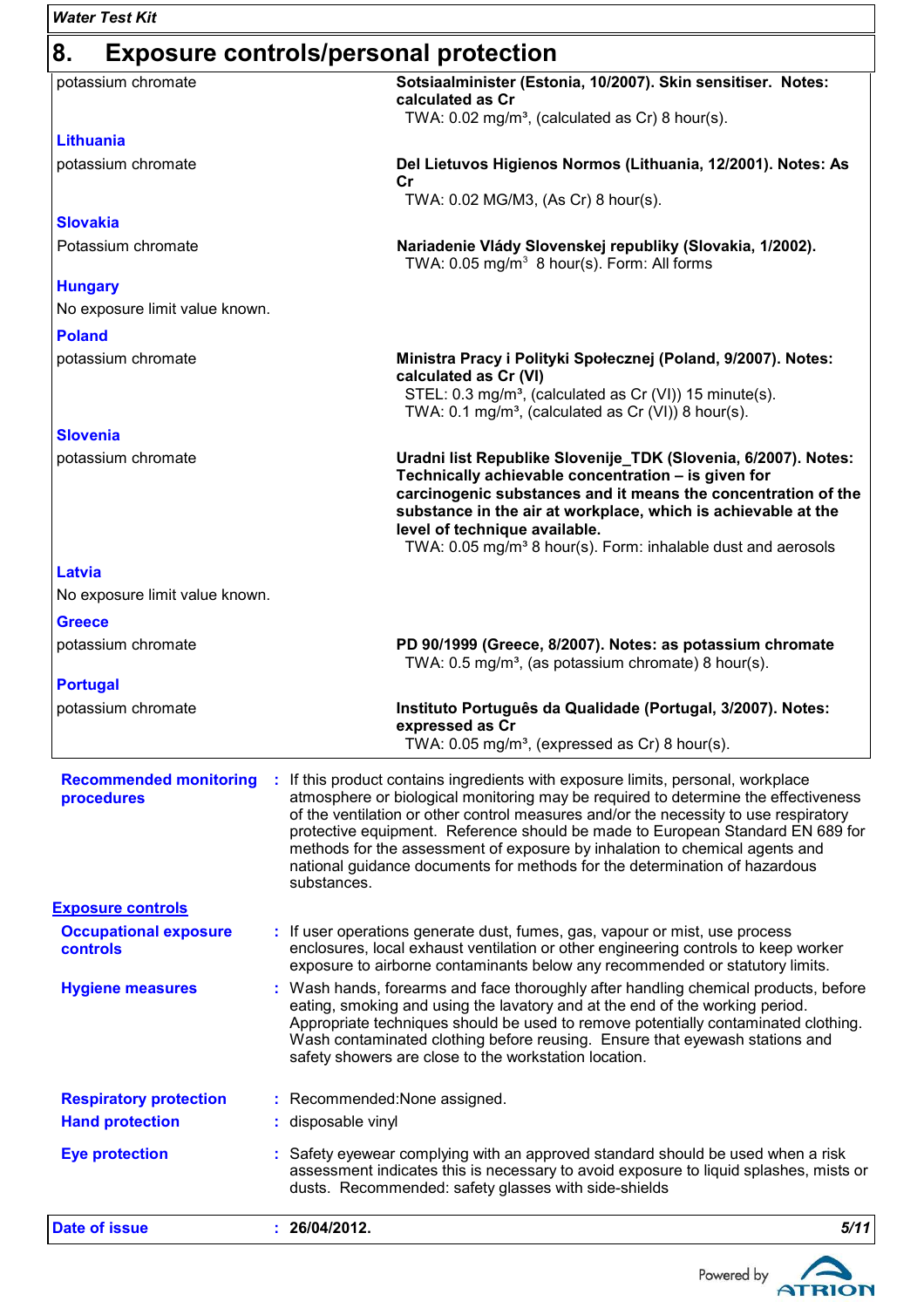## 8. Exposure controls/personal protection

| | |
|---|---|
| potassium chromate | **Sotsiaalminister (Estonia, 10/2007). Skin sensitiser. Notes: calculated as Cr**<br>TWA: 0.02 mg/m³, (calculated as Cr) 8 hour(s). |
| **Lithuania** | |
| potassium chromate | **Del Lietuvos Higienos Normos (Lithuania, 12/2001). Notes: As Cr**<br>TWA: 0.02 MG/M3, (As Cr) 8 hour(s). |
| **Slovakia** | |
| Potassium chromate | **Nariadenie Vlády Slovenskej republiky (Slovakia, 1/2002).**<br>TWA: 0.05 mg/m³ 8 hour(s). Form: All forms |
| **Hungary** | |
| No exposure limit value known. | |
| **Poland** | |
| potassium chromate | **Ministra Pracy i Polityki Społecznej (Poland, 9/2007). Notes: calculated as Cr (VI)**<br>STEL: 0.3 mg/m³, (calculated as Cr (VI)) 15 minute(s).<br>TWA: 0.1 mg/m³, (calculated as Cr (VI)) 8 hour(s). |
| **Slovenia** | |
| potassium chromate | **Uradni list Republike Slovenije_TDK (Slovenia, 6/2007). Notes: Technically achievable concentration – is given for carcinogenic substances and it means the concentration of the substance in the air at workplace, which is achievable at the level of technique available.**<br>TWA: 0.05 mg/m³ 8 hour(s). Form: inhalable dust and aerosols |
| **Latvia** | |
| No exposure limit value known. | |
| **Greece** | |
| potassium chromate | **PD 90/1999 (Greece, 8/2007). Notes: as potassium chromate**<br>TWA: 0.5 mg/m³, (as potassium chromate) 8 hour(s). |
| **Portugal** | |
| potassium chromate | **Instituto Português da Qualidade (Portugal, 3/2007). Notes: expressed as Cr**<br>TWA: 0.05 mg/m³, (expressed as Cr) 8 hour(s). |

**Recommended monitoring procedures** : If this product contains ingredients with exposure limits, personal, workplace atmosphere or biological monitoring may be required to determine the effectiveness of the ventilation or other control measures and/or the necessity to use respiratory protective equipment. Reference should be made to European Standard EN 689 for methods for the assessment of exposure by inhalation to chemical agents and national guidance documents for methods for the determination of hazardous substances.

### Exposure controls

**Occupational exposure controls** : If user operations generate dust, fumes, gas, vapour or mist, use process enclosures, local exhaust ventilation or other engineering controls to keep worker exposure to airborne contaminants below any recommended or statutory limits.

**Hygiene measures** : Wash hands, forearms and face thoroughly after handling chemical products, before eating, smoking and using the lavatory and at the end of the working period. Appropriate techniques should be used to remove potentially contaminated clothing. Wash contaminated clothing before reusing. Ensure that eyewash stations and safety showers are close to the workstation location.

**Respiratory protection** : Recommended:None assigned.

**Hand protection** : disposable vinyl

**Eye protection** : Safety eyewear complying with an approved standard should be used when a risk assessment indicates this is necessary to avoid exposure to liquid splashes, mists or dusts. Recommended: safety glasses with side-shields

**Date of issue** : **26/04/2012.**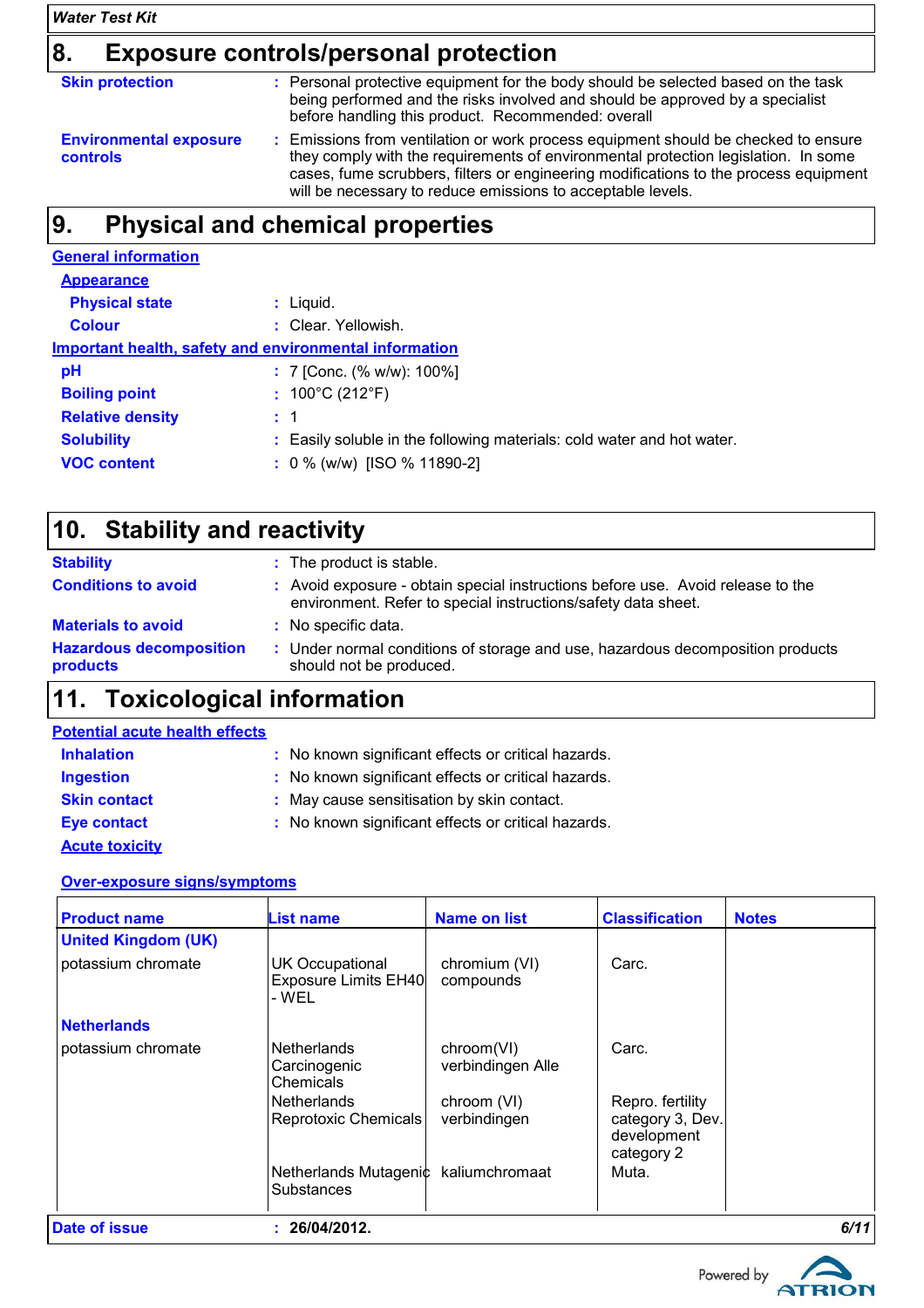## 8. Exposure controls/personal protection

**Skin protection** : Personal protective equipment for the body should be selected based on the task being performed and the risks involved and should be approved by a specialist before handling this product. Recommended: overall

**Environmental exposure controls** : Emissions from ventilation or work process equipment should be checked to ensure they comply with the requirements of environmental protection legislation. In some cases, fume scrubbers, filters or engineering modifications to the process equipment will be necessary to reduce emissions to acceptable levels.

## 9. Physical and chemical properties

**General information**

**Appearance**

**Physical state** : Liquid.

**Colour** : Clear. Yellowish.

**Important health, safety and environmental information**

**pH** : 7 [Conc. (% w/w): 100%]

**Boiling point** : 100°C (212°F)

**Relative density** : 1

**Solubility** : Easily soluble in the following materials: cold water and hot water.

**VOC content** : 0 % (w/w) [ISO % 11890-2]

## 10. Stability and reactivity

**Stability** : The product is stable.

**Conditions to avoid** : Avoid exposure - obtain special instructions before use. Avoid release to the environment. Refer to special instructions/safety data sheet.

**Materials to avoid** : No specific data.

**Hazardous decomposition products** : Under normal conditions of storage and use, hazardous decomposition products should not be produced.

## 11. Toxicological information

**Potential acute health effects**

**Inhalation** : No known significant effects or critical hazards.

**Ingestion** : No known significant effects or critical hazards.

**Skin contact** : May cause sensitisation by skin contact.

**Eye contact** : No known significant effects or critical hazards.

**Acute toxicity**

**Over-exposure signs/symptoms**

| Product name | List name | Name on list | Classification | Notes |
|---|---|---|---|---|
| **United Kingdom (UK)** | | | | |
| potassium chromate | UK Occupational Exposure Limits EH40 - WEL | chromium (VI) compounds | Carc. | |
| **Netherlands** | | | | |
| potassium chromate | Netherlands Carcinogenic Chemicals | chroom(VI) verbindingen Alle | Carc. | |
| | Netherlands Reprotoxic Chemicals | chroom (VI) verbindingen | Repro. fertility category 3, Dev. development category 2 | |
| | Netherlands Mutagenic Substances | kaliumchromaat | Muta. | |

**Date of issue** : **26/04/2012.**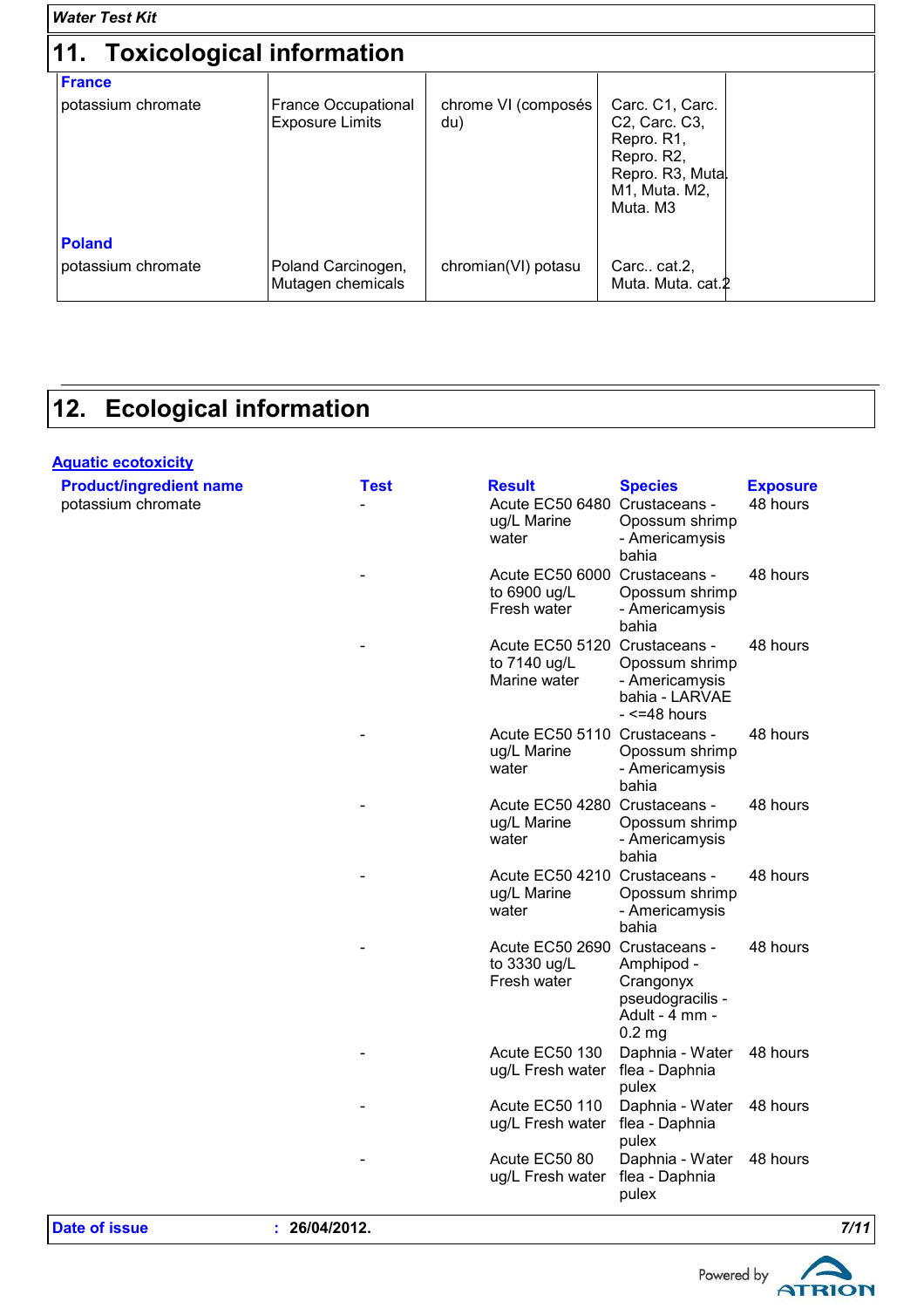## 11. Toxicological information

| | | | |
|---|---|---|---|
| **France** | | | |
| potassium chromate | France Occupational Exposure Limits | chrome VI (composés du) | Carc. C1, Carc. C2, Carc. C3, Repro. R1, Repro. R2, Repro. R3, Muta. M1, Muta. M2, Muta. M3 |
| **Poland** | | | |
| potassium chromate | Poland Carcinogen, Mutagen chemicals | chromian(VI) potasu | Carc.. cat.2, Muta. Muta. cat.2 |

## 12. Ecological information

**Aquatic ecotoxicity**

| Product/ingredient name | Test | Result | Species | Exposure |
|---|---|---|---|---|
| potassium chromate | - | Acute EC50 6480 ug/L Marine water | Crustaceans - Opossum shrimp - Americamysis bahia | 48 hours |
| | - | Acute EC50 6000 to 6900 ug/L Fresh water | Crustaceans - Opossum shrimp - Americamysis bahia | 48 hours |
| | - | Acute EC50 5120 to 7140 ug/L Marine water | Crustaceans - Opossum shrimp - Americamysis bahia - LARVAE - <=48 hours | 48 hours |
| | - | Acute EC50 5110 ug/L Marine water | Crustaceans - Opossum shrimp - Americamysis bahia | 48 hours |
| | - | Acute EC50 4280 ug/L Marine water | Crustaceans - Opossum shrimp - Americamysis bahia | 48 hours |
| | - | Acute EC50 4210 ug/L Marine water | Crustaceans - Opossum shrimp - Americamysis bahia | 48 hours |
| | - | Acute EC50 2690 to 3330 ug/L Fresh water | Crustaceans - Amphipod - Crangonyx pseudogracilis - Adult - 4 mm - 0.2 mg | 48 hours |
| | - | Acute EC50 130 ug/L Fresh water | Daphnia - Water flea - Daphnia pulex | 48 hours |
| | - | Acute EC50 110 ug/L Fresh water | Daphnia - Water flea - Daphnia pulex | 48 hours |
| | - | Acute EC50 80 ug/L Fresh water | Daphnia - Water flea - Daphnia pulex | 48 hours |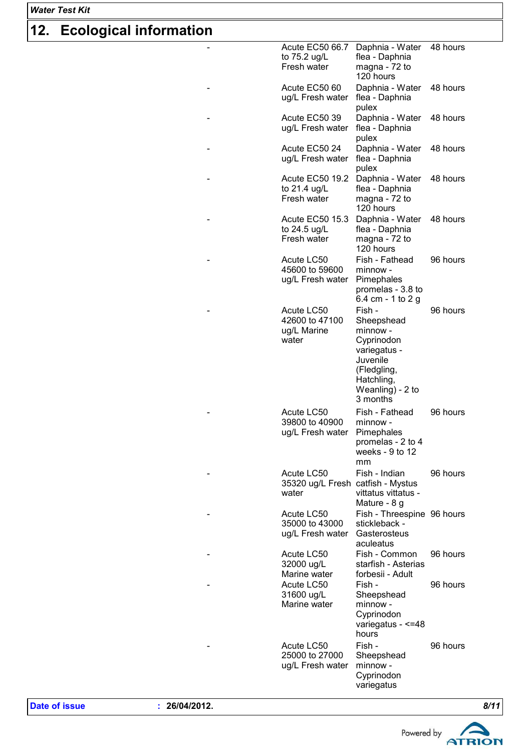## 12. Ecological information

| | | | |
|---|---|---|---|
| - | Acute EC50 66.7 to 75.2 ug/L Fresh water | Daphnia - Water flea - Daphnia magna - 72 to 120 hours | 48 hours |
| - | Acute EC50 60 ug/L Fresh water | Daphnia - Water flea - Daphnia pulex | 48 hours |
| - | Acute EC50 39 ug/L Fresh water | Daphnia - Water flea - Daphnia pulex | 48 hours |
| - | Acute EC50 24 ug/L Fresh water | Daphnia - Water flea - Daphnia pulex | 48 hours |
| - | Acute EC50 19.2 to 21.4 ug/L Fresh water | Daphnia - Water flea - Daphnia magna - 72 to 120 hours | 48 hours |
| - | Acute EC50 15.3 to 24.5 ug/L Fresh water | Daphnia - Water flea - Daphnia magna - 72 to 120 hours | 48 hours |
| - | Acute LC50 45600 to 59600 ug/L Fresh water | Fish - Fathead minnow - Pimephales promelas - 3.8 to 6.4 cm - 1 to 2 g | 96 hours |
| - | Acute LC50 42600 to 47100 ug/L Marine water | Fish - Sheepshead minnow - Cyprinodon variegatus - Juvenile (Fledgling, Hatchling, Weanling) - 2 to 3 months | 96 hours |
| - | Acute LC50 39800 to 40900 ug/L Fresh water | Fish - Fathead minnow - Pimephales promelas - 2 to 4 weeks - 9 to 12 mm | 96 hours |
| - | Acute LC50 35320 ug/L Fresh water | Fish - Indian catfish - Mystus vittatus vittatus - Mature - 8 g | 96 hours |
| - | Acute LC50 35000 to 43000 ug/L Fresh water | Fish - Threespine stickleback - Gasterosteus aculeatus | 96 hours |
| - | Acute LC50 32000 ug/L Marine water | Fish - Common starfish - Asterias forbesii - Adult | 96 hours |
| - | Acute LC50 31600 ug/L Marine water | Fish - Sheepshead minnow - Cyprinodon variegatus - <=48 hours | 96 hours |
| - | Acute LC50 25000 to 27000 ug/L Fresh water | Fish - Sheepshead minnow - Cyprinodon variegatus | 96 hours |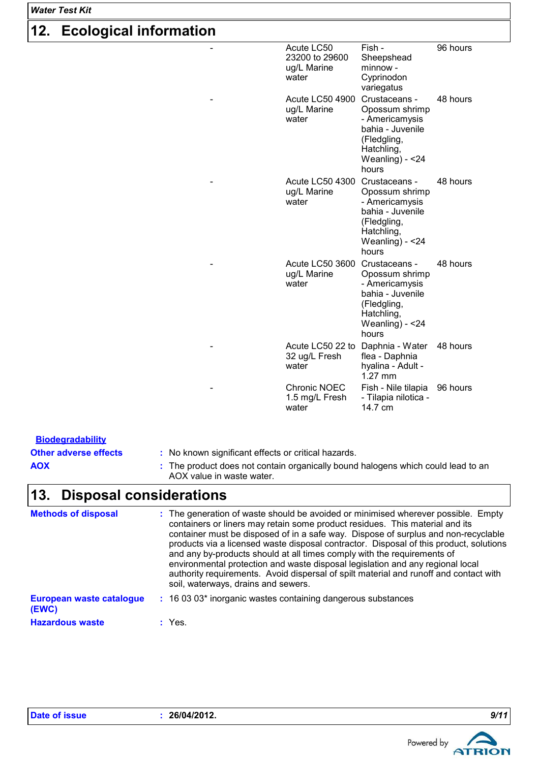## 12. Ecological information

| | Result | Species | Exposure |
|---|---|---|---|
| - | Acute LC50 23200 to 29600 ug/L Marine water | Fish - Sheepshead minnow - Cyprinodon variegatus | 96 hours |
| - | Acute LC50 4900 ug/L Marine water | Crustaceans - Opossum shrimp - Americamysis bahia - Juvenile (Fledgling, Hatchling, Weanling) - <24 hours | 48 hours |
| - | Acute LC50 4300 ug/L Marine water | Crustaceans - Opossum shrimp - Americamysis bahia - Juvenile (Fledgling, Hatchling, Weanling) - <24 hours | 48 hours |
| - | Acute LC50 3600 ug/L Marine water | Crustaceans - Opossum shrimp - Americamysis bahia - Juvenile (Fledgling, Hatchling, Weanling) - <24 hours | 48 hours |
| - | Acute LC50 22 to 32 ug/L Fresh water | Daphnia - Water flea - Daphnia hyalina - Adult - 1.27 mm | 48 hours |
| - | Chronic NOEC 1.5 mg/L Fresh water | Fish - Nile tilapia - Tilapia nilotica - 14.7 cm | 96 hours |

**Biodegradability**

**Other adverse effects** : No known significant effects or critical hazards.

**AOX** : The product does not contain organically bound halogens which could lead to an AOX value in waste water.

## 13. Disposal considerations

**Methods of disposal** : The generation of waste should be avoided or minimised wherever possible. Empty containers or liners may retain some product residues. This material and its container must be disposed of in a safe way. Dispose of surplus and non-recyclable products via a licensed waste disposal contractor. Disposal of this product, solutions and any by-products should at all times comply with the requirements of environmental protection and waste disposal legislation and any regional local authority requirements. Avoid dispersal of spilt material and runoff and contact with soil, waterways, drains and sewers.

**European waste catalogue (EWC)** : 16 03 03* inorganic wastes containing dangerous substances

**Hazardous waste** : Yes.

**Date of issue** : **26/04/2012.**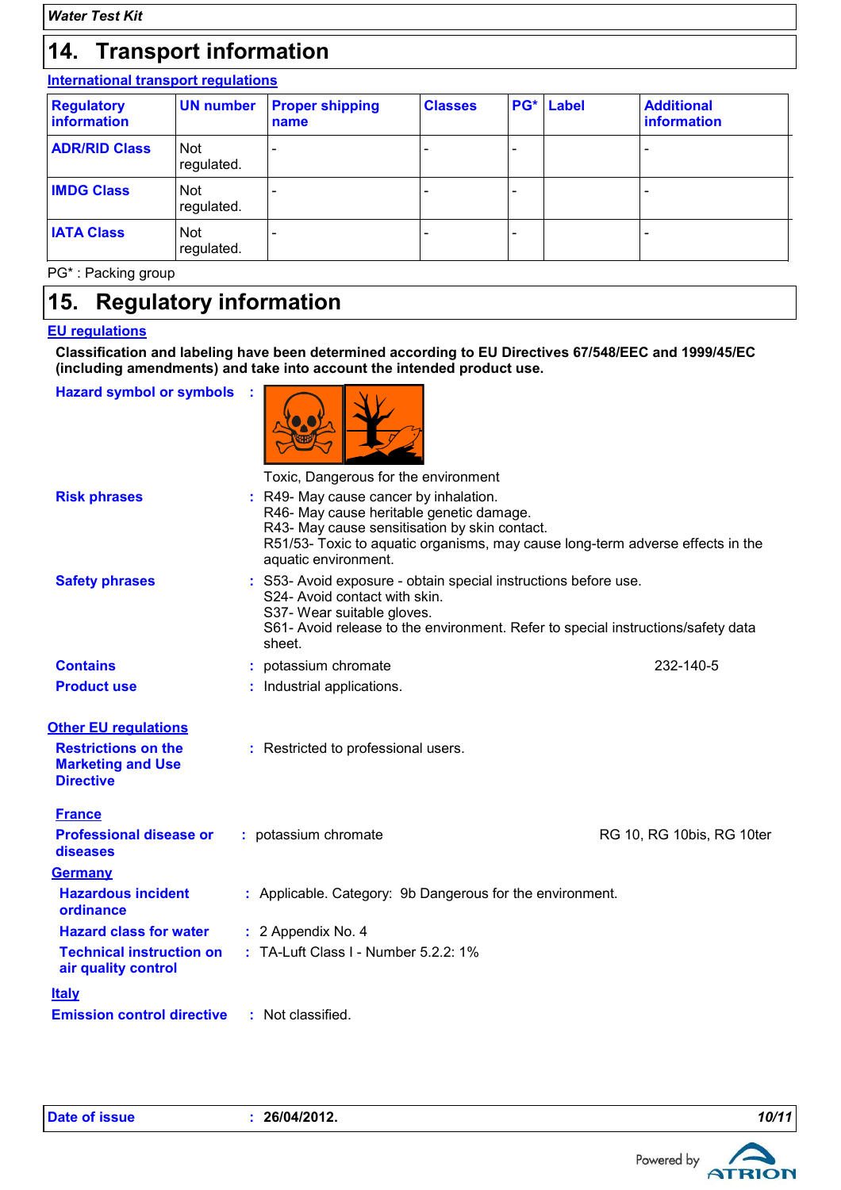## 14. Transport information

**International transport regulations**

| Regulatory information | UN number | Proper shipping name | Classes | PG* | Label | Additional information |
|---|---|---|---|---|---|---|
| **ADR/RID Class** | Not regulated. | - | - | - | | - |
| **IMDG Class** | Not regulated. | - | - | - | | - |
| **IATA Class** | Not regulated. | - | - | - | | - |

PG* : Packing group

## 15. Regulatory information

**EU regulations**

**Classification and labeling have been determined according to EU Directives 67/548/EEC and 1999/45/EC (including amendments) and take into account the intended product use.**

**Hazard symbol or symbols** : Toxic, Dangerous for the environment

**Risk phrases** : R49- May cause cancer by inhalation.
R46- May cause heritable genetic damage.
R43- May cause sensitisation by skin contact.
R51/53- Toxic to aquatic organisms, may cause long-term adverse effects in the aquatic environment.

**Safety phrases** : S53- Avoid exposure - obtain special instructions before use.
S24- Avoid contact with skin.
S37- Wear suitable gloves.
S61- Avoid release to the environment. Refer to special instructions/safety data sheet.

**Contains** : potassium chromate 232-140-5

**Product use** : Industrial applications.

**Other EU regulations**

**Restrictions on the Marketing and Use Directive** : Restricted to professional users.

**France**

**Professional disease or diseases** : potassium chromate RG 10, RG 10bis, RG 10ter

**Germany**

**Hazardous incident ordinance** : Applicable. Category: 9b Dangerous for the environment.

**Hazard class for water** : 2 Appendix No. 4

**Technical instruction on air quality control** : TA-Luft Class I - Number 5.2.2: 1%

**Italy**

**Emission control directive** : Not classified.

**Date of issue** : **26/04/2012.**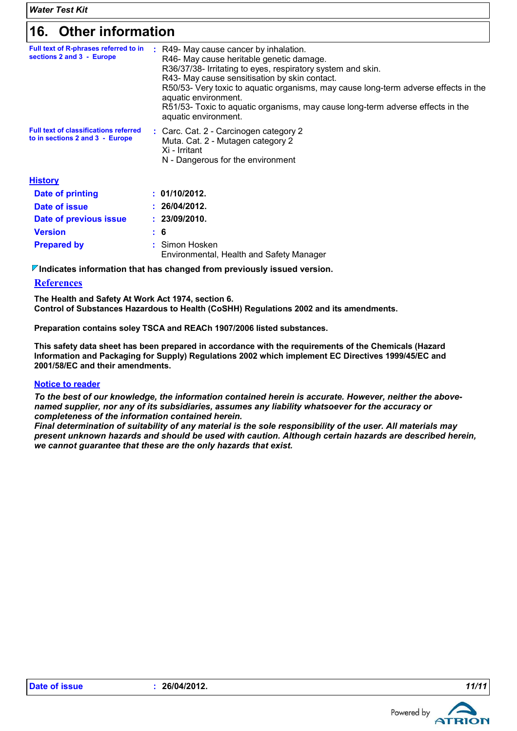## 16. Other information

**Full text of R-phrases referred to in sections 2 and 3 - Europe** : R49- May cause cancer by inhalation.
R46- May cause heritable genetic damage.
R36/37/38- Irritating to eyes, respiratory system and skin.
R43- May cause sensitisation by skin contact.
R50/53- Very toxic to aquatic organisms, may cause long-term adverse effects in the aquatic environment.
R51/53- Toxic to aquatic organisms, may cause long-term adverse effects in the aquatic environment.

**Full text of classifications referred to in sections 2 and 3 - Europe** : Carc. Cat. 2 - Carcinogen category 2
Muta. Cat. 2 - Mutagen category 2
Xi - Irritant
N - Dangerous for the environment

### History

**Date of printing** : **01/10/2012.**

**Date of issue** : **26/04/2012.**

**Date of previous issue** : **23/09/2010.**

**Version** : **6**

**Prepared by** : Simon Hosken
Environmental, Health and Safety Manager

**Indicates information that has changed from previously issued version.**

### References

**The Health and Safety At Work Act 1974, section 6.**
**Control of Substances Hazardous to Health (CoSHH) Regulations 2002 and its amendments.**

**Preparation contains soley TSCA and REACh 1907/2006 listed substances.**

**This safety data sheet has been prepared in accordance with the requirements of the Chemicals (Hazard Information and Packaging for Supply) Regulations 2002 which implement EC Directives 1999/45/EC and 2001/58/EC and their amendments.**

### Notice to reader

***To the best of our knowledge, the information contained herein is accurate. However, neither the above-named supplier, nor any of its subsidiaries, assumes any liability whatsoever for the accuracy or completeness of the information contained herein.***
***Final determination of suitability of any material is the sole responsibility of the user. All materials may present unknown hazards and should be used with caution. Although certain hazards are described herein, we cannot guarantee that these are the only hazards that exist.***